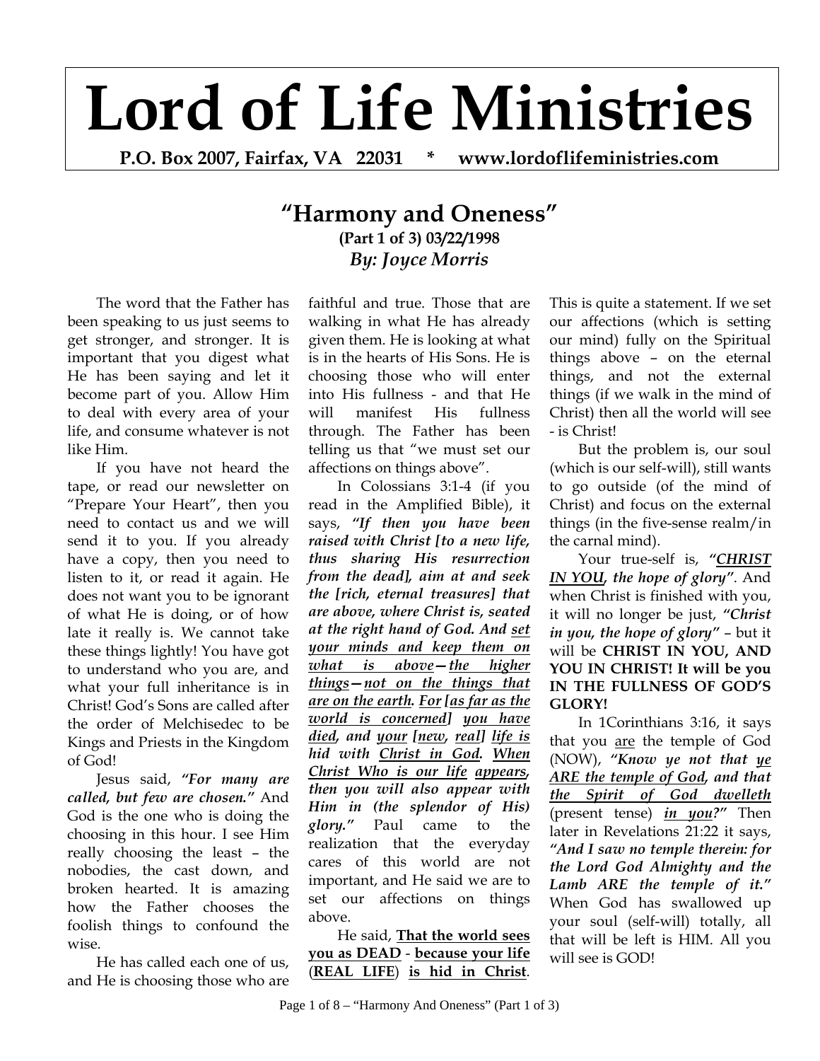# Lord of Life Ministries

**P.O. Box 2007, Fairfax, VA 22031 * www.lordoflifeministries.com**

## "Harmony and Oneness"

**(Part 1 of 3) 03/22/1998**

***By: Joyce Morris***

The word that the Father has been speaking to us just seems to get stronger, and stronger. It is important that you digest what He has been saying and let it become part of you. Allow Him to deal with every area of your life, and consume whatever is not like Him.

If you have not heard the tape, or read our newsletter on "Prepare Your Heart", then you need to contact us and we will send it to you. If you already have a copy, then you need to listen to it, or read it again. He does not want you to be ignorant of what He is doing, or of how late it really is. We cannot take these things lightly! You have got to understand who you are, and what your full inheritance is in Christ! God's Sons are called after the order of Melchisedec to be Kings and Priests in the Kingdom of God!

Jesus said, ***"For many are called, but few are chosen."*** And God is the one who is doing the choosing in this hour. I see Him really choosing the least – the nobodies, the cast down, and broken hearted. It is amazing how the Father chooses the foolish things to confound the wise.

He has called each one of us, and He is choosing those who are faithful and true. Those that are walking in what He has already given them. He is looking at what is in the hearts of His Sons. He is choosing those who will enter into His fullness - and that He will manifest His fullness through. The Father has been telling us that "we must set our affections on things above".

In Colossians 3:1-4 (if you read in the Amplified Bible), it says, ***"If then you have been raised with Christ [to a new life, thus sharing His resurrection from the dead], aim at and seek the [rich, eternal treasures] that are above, where Christ is, seated at the right hand of God. And <u>set your minds and keep them on what is above</u>—<u>the higher things</u>—<u>not on the things that are on the earth</u>. <u>For</u> [<u>as far as the world is concerned</u>] <u>you have died</u>, and <u>your</u> [<u>new</u>, <u>real</u>] <u>life is</u> hid with <u>Christ in God</u>. <u>When Christ Who is our life</u> <u>appears</u>, then you will also appear with Him in (the splendor of His) glory."*** Paul came to the realization that the everyday cares of this world are not important, and He said we are to set our affections on things above.

He said, **<u>That the world sees you as DEAD</u>** - **<u>because your life</u>** (**<u>REAL LIFE</u>**) **<u>is hid in Christ</u>**. This is quite a statement. If we set our affections (which is setting our mind) fully on the Spiritual things above – on the eternal things, and not the external things (if we walk in the mind of Christ) then all the world will see - is Christ!

But the problem is, our soul (which is our self-will), still wants to go outside (of the mind of Christ) and focus on the external things (in the five-sense realm/in the carnal mind).

Your true-self is, ***"<u>CHRIST IN YOU</u>, the hope of glory"***. And when Christ is finished with you, it will no longer be just, ***"Christ in you, the hope of glory"*** – but it will be **CHRIST IN YOU, AND YOU IN CHRIST! It will be you IN THE FULLNESS OF GOD'S GLORY!**

In 1Corinthians 3:16, it says that you <u>are</u> the temple of God (NOW), ***"Know ye not that <u>ye ARE the temple of God</u>, and that <u>the Spirit of God dwelleth</u>*** (present tense) ***<u>in you</u>?"*** Then later in Revelations 21:22 it says, ***"And I saw no temple therein: for the Lord God Almighty and the Lamb ARE the temple of it."*** When God has swallowed up your soul (self-will) totally, all that will be left is HIM. All you will see is GOD!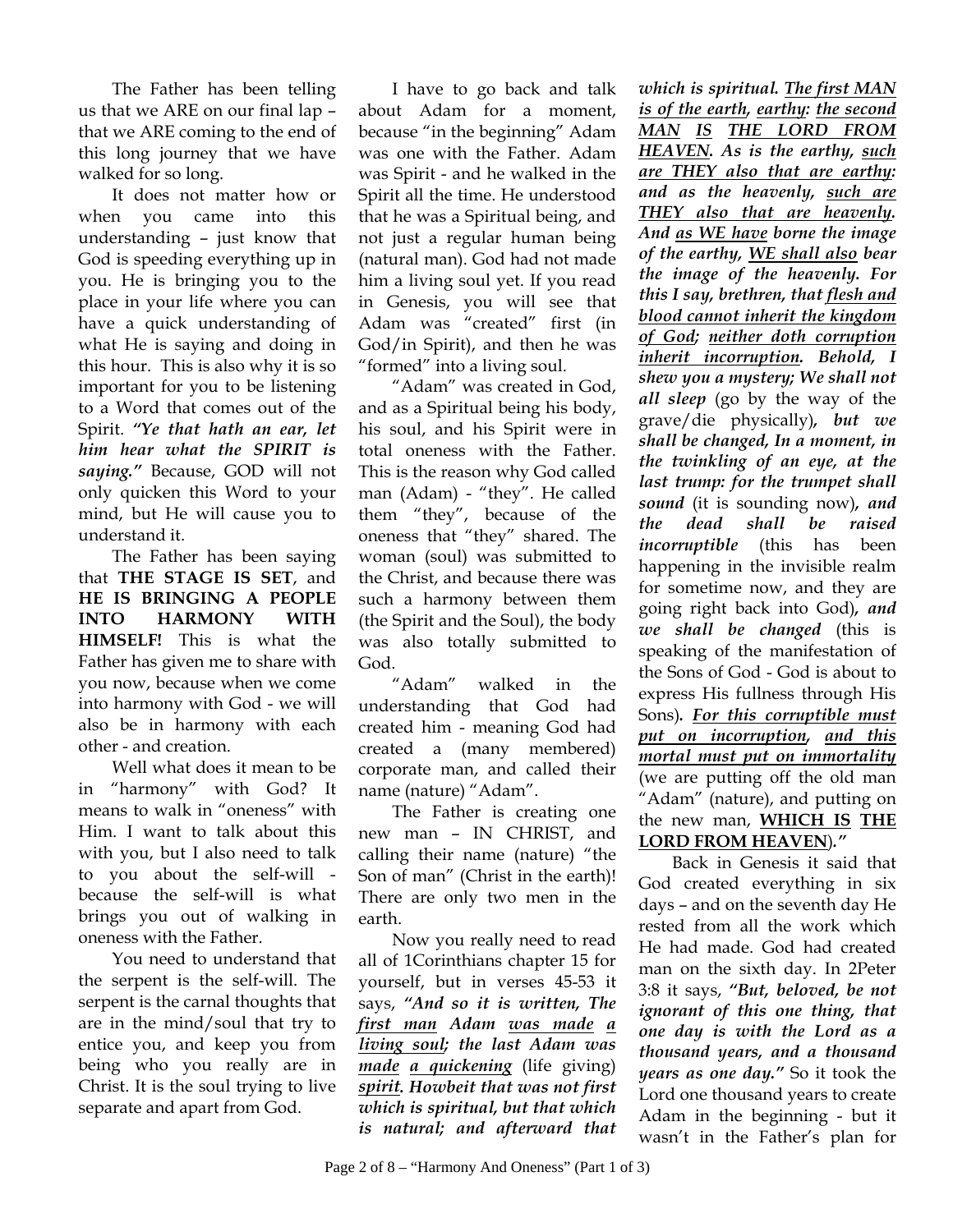The Father has been telling us that we ARE on our final lap – that we ARE coming to the end of this long journey that we have walked for so long.

It does not matter how or when you came into this understanding – just know that God is speeding everything up in you. He is bringing you to the place in your life where you can have a quick understanding of what He is saying and doing in this hour. This is also why it is so important for you to be listening to a Word that comes out of the Spirit. ***"Ye that hath an ear, let him hear what the SPIRIT is saying."*** Because, GOD will not only quicken this Word to your mind, but He will cause you to understand it.

The Father has been saying that **THE STAGE IS SET**, and **HE IS BRINGING A PEOPLE INTO HARMONY WITH HIMSELF!** This is what the Father has given me to share with you now, because when we come into harmony with God - we will also be in harmony with each other - and creation.

Well what does it mean to be in "harmony" with God? It means to walk in "oneness" with Him. I want to talk about this with you, but I also need to talk to you about the self-will - because the self-will is what brings you out of walking in oneness with the Father.

You need to understand that the serpent is the self-will. The serpent is the carnal thoughts that are in the mind/soul that try to entice you, and keep you from being who you really are in Christ. It is the soul trying to live separate and apart from God.

I have to go back and talk about Adam for a moment, because "in the beginning" Adam was one with the Father. Adam was Spirit - and he walked in the Spirit all the time. He understood that he was a Spiritual being, and not just a regular human being (natural man). God had not made him a living soul yet. If you read in Genesis, you will see that Adam was "created" first (in God/in Spirit), and then he was "formed" into a living soul.

"Adam" was created in God, and as a Spiritual being his body, his soul, and his Spirit were in total oneness with the Father. This is the reason why God called man (Adam) - "they". He called them "they", because of the oneness that "they" shared. The woman (soul) was submitted to the Christ, and because there was such a harmony between them (the Spirit and the Soul), the body was also totally submitted to God.

"Adam" walked in the understanding that God had created him - meaning God had created a (many membered) corporate man, and called their name (nature) "Adam".

The Father is creating one new man – IN CHRIST, and calling their name (nature) "the Son of man" (Christ in the earth)! There are only two men in the earth.

Now you really need to read all of 1Corinthians chapter 15 for yourself, but in verses 45-53 it says, ***"And so it is written, The <u>first man</u> Adam <u>was made</u> <u>a living soul</u>; the last Adam was <u>made</u> <u>a quickening</u>*** (life giving) ***<u>spirit</u>. Howbeit that was not first which is spiritual, but that which is natural; and afterward that which is spiritual. <u>The first MAN is of the earth</u>, <u>earthy</u>: <u>the second MAN</u> <u>IS</u> <u>THE LORD FROM HEAVEN</u>. As is the earthy, <u>such are THEY also that are earthy</u>: and as the heavenly, <u>such are THEY also that are heavenly</u>. And <u>as WE have</u> borne the image of the earthy, <u>WE shall also</u> bear the image of the heavenly. For this I say, brethren, that <u>flesh and blood cannot inherit the kingdom of God</u>; <u>neither doth corruption inherit incorruption</u>. Behold, I shew you a mystery; We shall not all sleep*** (go by the way of the grave/die physically)***, but we shall be changed, In a moment, in the twinkling of an eye, at the last trump: for the trumpet shall sound*** (it is sounding now)***, and the dead shall be raised incorruptible*** (this has been happening in the invisible realm for sometime now, and they are going right back into God)***, and we shall be changed*** (this is speaking of the manifestation of the Sons of God - God is about to express His fullness through His Sons)***. <u>For this corruptible must put on incorruption</u>, <u>and this mortal must put on immortality</u>*** (we are putting off the old man "Adam" (nature), and putting on the new man, **<u>WHICH IS</u> <u>THE LORD FROM HEAVEN</u>**)***."***

Back in Genesis it said that God created everything in six days – and on the seventh day He rested from all the work which He had made. God had created man on the sixth day. In 2Peter 3:8 it says, ***"But, beloved, be not ignorant of this one thing, that one day is with the Lord as a thousand years, and a thousand years as one day."*** So it took the Lord one thousand years to create Adam in the beginning - but it wasn't in the Father's plan for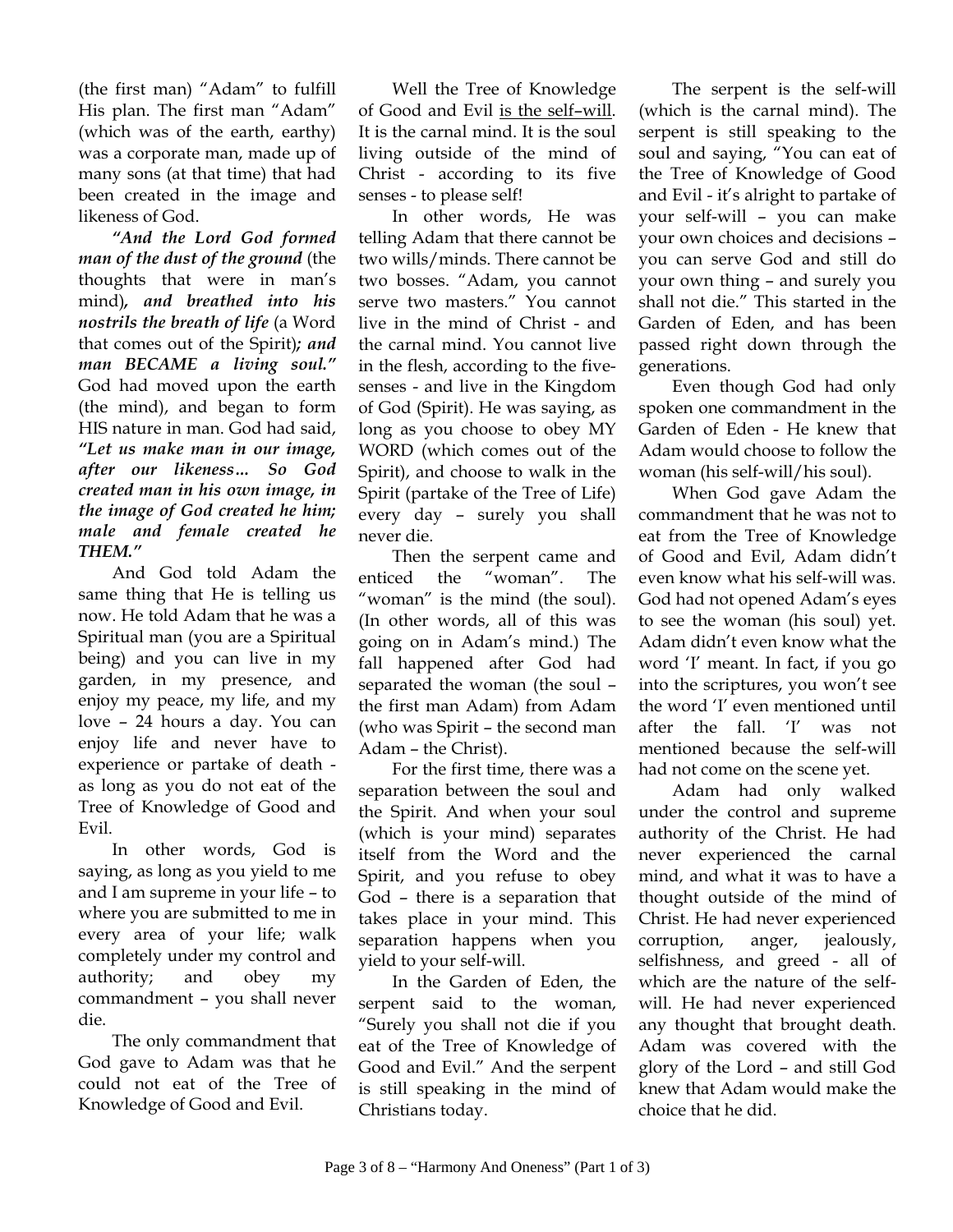(the first man) "Adam" to fulfill His plan. The first man "Adam" (which was of the earth, earthy) was a corporate man, made up of many sons (at that time) that had been created in the image and likeness of God.

***"And the Lord God formed man of the dust of the ground*** (the thoughts that were in man's mind)***, and breathed into his nostrils the breath of life*** (a Word that comes out of the Spirit)***; and man BECAME a living soul."*** God had moved upon the earth (the mind), and began to form HIS nature in man. God had said, ***"Let us make man in our image, after our likeness… So God created man in his own image, in the image of God created he him; male and female created he THEM."***

And God told Adam the same thing that He is telling us now. He told Adam that he was a Spiritual man (you are a Spiritual being) and you can live in my garden, in my presence, and enjoy my peace, my life, and my love – 24 hours a day. You can enjoy life and never have to experience or partake of death - as long as you do not eat of the Tree of Knowledge of Good and Evil.

In other words, God is saying, as long as you yield to me and I am supreme in your life – to where you are submitted to me in every area of your life; walk completely under my control and authority; and obey my commandment – you shall never die.

The only commandment that God gave to Adam was that he could not eat of the Tree of Knowledge of Good and Evil.

Well the Tree of Knowledge of Good and Evil <u>is the self–will</u>. It is the carnal mind. It is the soul living outside of the mind of Christ - according to its five senses - to please self!

In other words, He was telling Adam that there cannot be two wills/minds. There cannot be two bosses. "Adam, you cannot serve two masters." You cannot live in the mind of Christ - and the carnal mind. You cannot live in the flesh, according to the five-senses - and live in the Kingdom of God (Spirit). He was saying, as long as you choose to obey MY WORD (which comes out of the Spirit), and choose to walk in the Spirit (partake of the Tree of Life) every day – surely you shall never die.

Then the serpent came and enticed the "woman". The "woman" is the mind (the soul). (In other words, all of this was going on in Adam's mind.) The fall happened after God had separated the woman (the soul – the first man Adam) from Adam (who was Spirit – the second man Adam – the Christ).

For the first time, there was a separation between the soul and the Spirit. And when your soul (which is your mind) separates itself from the Word and the Spirit, and you refuse to obey God – there is a separation that takes place in your mind. This separation happens when you yield to your self-will.

In the Garden of Eden, the serpent said to the woman, "Surely you shall not die if you eat of the Tree of Knowledge of Good and Evil." And the serpent is still speaking in the mind of Christians today.

The serpent is the self-will (which is the carnal mind). The serpent is still speaking to the soul and saying, "You can eat of the Tree of Knowledge of Good and Evil - it's alright to partake of your self-will – you can make your own choices and decisions – you can serve God and still do your own thing – and surely you shall not die." This started in the Garden of Eden, and has been passed right down through the generations.

Even though God had only spoken one commandment in the Garden of Eden - He knew that Adam would choose to follow the woman (his self-will/his soul).

When God gave Adam the commandment that he was not to eat from the Tree of Knowledge of Good and Evil, Adam didn't even know what his self-will was. God had not opened Adam's eyes to see the woman (his soul) yet. Adam didn't even know what the word 'I' meant. In fact, if you go into the scriptures, you won't see the word 'I' even mentioned until after the fall. 'I' was not mentioned because the self-will had not come on the scene yet.

Adam had only walked under the control and supreme authority of the Christ. He had never experienced the carnal mind, and what it was to have a thought outside of the mind of Christ. He had never experienced corruption, anger, jealously, selfishness, and greed - all of which are the nature of the self-will. He had never experienced any thought that brought death. Adam was covered with the glory of the Lord – and still God knew that Adam would make the choice that he did.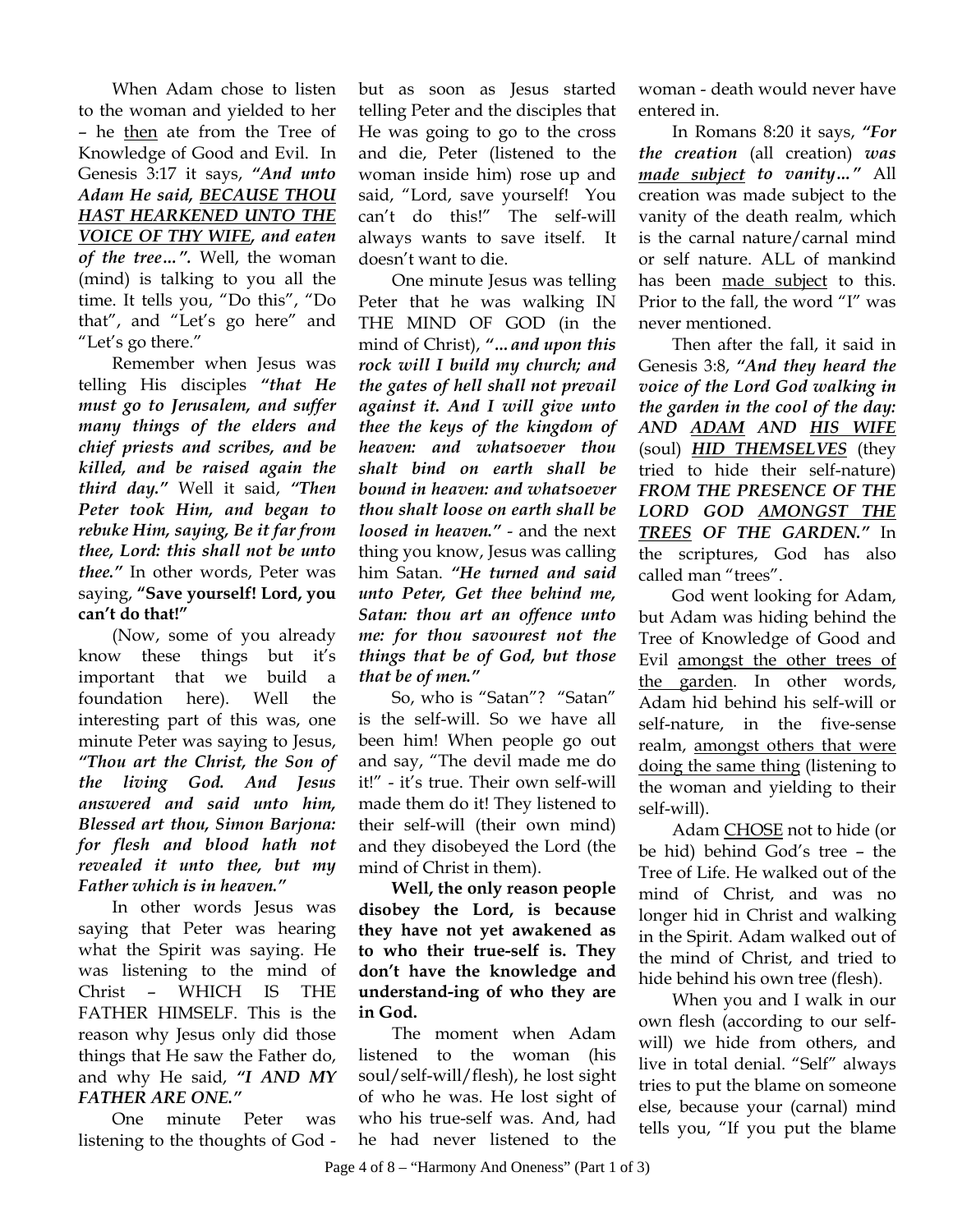When Adam chose to listen to the woman and yielded to her – he <u>then</u> ate from the Tree of Knowledge of Good and Evil. In Genesis 3:17 it says, ***"And unto Adam He said, <u>BECAUSE THOU HAST HEARKENED UNTO THE VOICE OF THY WIFE</u>, and eaten of the tree…".*** Well, the woman (mind) is talking to you all the time. It tells you, "Do this", "Do that", and "Let's go here" and "Let's go there."

Remember when Jesus was telling His disciples ***"that He must go to Jerusalem, and suffer many things of the elders and chief priests and scribes, and be killed, and be raised again the third day."*** Well it said, ***"Then Peter took Him, and began to rebuke Him, saying, Be it far from thee, Lord: this shall not be unto thee."*** In other words, Peter was saying, **"Save yourself! Lord, you can't do that!"**

(Now, some of you already know these things but it's important that we build a foundation here). Well the interesting part of this was, one minute Peter was saying to Jesus, ***"Thou art the Christ, the Son of the living God. And Jesus answered and said unto him, Blessed art thou, Simon Barjona: for flesh and blood hath not revealed it unto thee, but my Father which is in heaven."***

In other words Jesus was saying that Peter was hearing what the Spirit was saying. He was listening to the mind of Christ – WHICH IS THE FATHER HIMSELF. This is the reason why Jesus only did those things that He saw the Father do, and why He said, ***"I AND MY FATHER ARE ONE."***

One minute Peter was listening to the thoughts of God - but as soon as Jesus started telling Peter and the disciples that He was going to go to the cross and die, Peter (listened to the woman inside him) rose up and said, "Lord, save yourself! You can't do this!" The self-will always wants to save itself. It doesn't want to die.

One minute Jesus was telling Peter that he was walking IN THE MIND OF GOD (in the mind of Christ), ***"…and upon this rock will I build my church; and the gates of hell shall not prevail against it. And I will give unto thee the keys of the kingdom of heaven: and whatsoever thou shalt bind on earth shall be bound in heaven: and whatsoever thou shalt loose on earth shall be loosed in heaven."*** - and the next thing you know, Jesus was calling him Satan. ***"He turned and said unto Peter, Get thee behind me, Satan: thou art an offence unto me: for thou savourest not the things that be of God, but those that be of men."***

So, who is "Satan"? "Satan" is the self-will. So we have all been him! When people go out and say, "The devil made me do it!" - it's true. Their own self-will made them do it! They listened to their self-will (their own mind) and they disobeyed the Lord (the mind of Christ in them).

**Well, the only reason people disobey the Lord, is because they have not yet awakened as to who their true-self is. They don't have the knowledge and understand-ing of who they are in God.**

The moment when Adam listened to the woman (his soul/self-will/flesh), he lost sight of who he was. He lost sight of who his true-self was. And, had he had never listened to the woman - death would never have entered in.

In Romans 8:20 it says, ***"For the creation*** (all creation) ***was <u>made subject</u> to vanity…"*** All creation was made subject to the vanity of the death realm, which is the carnal nature/carnal mind or self nature. ALL of mankind has been <u>made subject</u> to this. Prior to the fall, the word "I" was never mentioned.

Then after the fall, it said in Genesis 3:8, ***"And they heard the voice of the Lord God walking in the garden in the cool of the day: AND <u>ADAM</u> AND <u>HIS WIFE</u>*** (soul) ***<u>HID THEMSELVES</u>*** (they tried to hide their self-nature) ***FROM THE PRESENCE OF THE LORD GOD <u>AMONGST THE TREES</u> OF THE GARDEN."*** In the scriptures, God has also called man "trees".

God went looking for Adam, but Adam was hiding behind the Tree of Knowledge of Good and Evil <u>amongst the other trees of the garden</u>. In other words, Adam hid behind his self-will or self-nature, in the five-sense realm, <u>amongst others that were doing the same thing</u> (listening to the woman and yielding to their self-will).

Adam <u>CHOSE</u> not to hide (or be hid) behind God's tree – the Tree of Life. He walked out of the mind of Christ, and was no longer hid in Christ and walking in the Spirit. Adam walked out of the mind of Christ, and tried to hide behind his own tree (flesh).

When you and I walk in our own flesh (according to our self-will) we hide from others, and live in total denial. "Self" always tries to put the blame on someone else, because your (carnal) mind tells you, "If you put the blame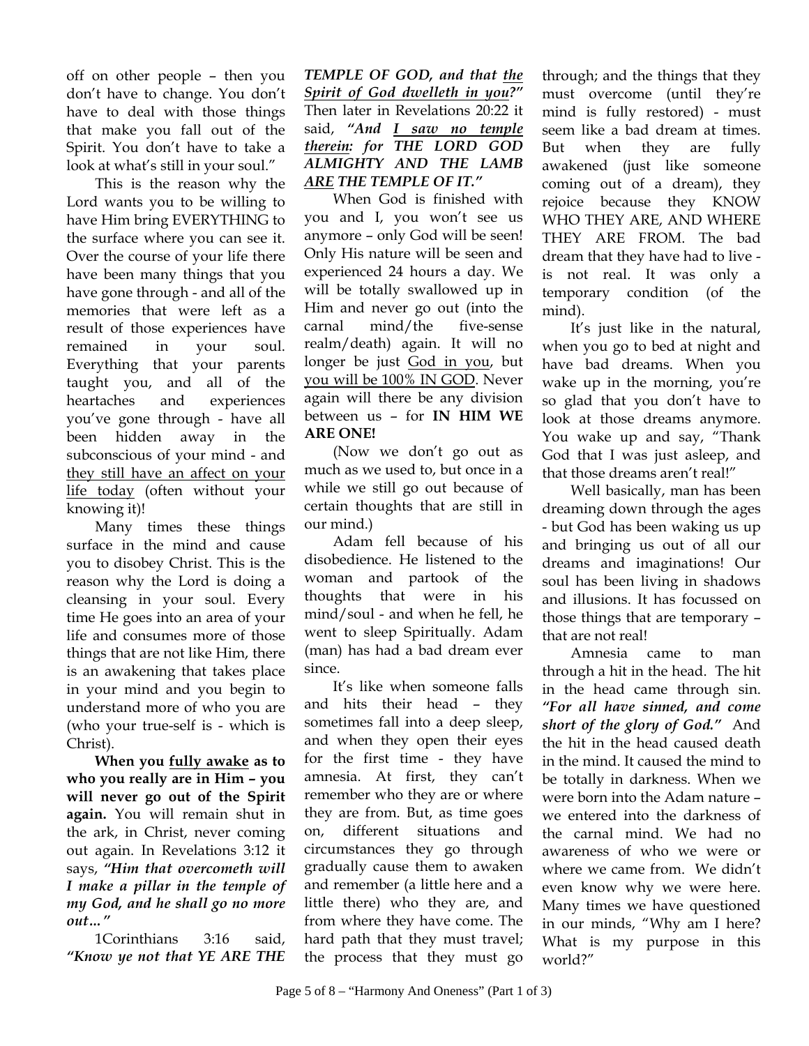off on other people – then you don't have to change. You don't have to deal with those things that make you fall out of the Spirit. You don't have to take a look at what's still in your soul."

This is the reason why the Lord wants you to be willing to have Him bring EVERYTHING to the surface where you can see it. Over the course of your life there have been many things that you have gone through - and all of the memories that were left as a result of those experiences have remained in your soul. Everything that your parents taught you, and all of the heartaches and experiences you've gone through - have all been hidden away in the subconscious of your mind - and <u>they still have an affect on your life today</u> (often without your knowing it)!

Many times these things surface in the mind and cause you to disobey Christ. This is the reason why the Lord is doing a cleansing in your soul. Every time He goes into an area of your life and consumes more of those things that are not like Him, there is an awakening that takes place in your mind and you begin to understand more of who you are (who your true-self is - which is Christ).

**When you <u>fully awake</u> as to who you really are in Him – you will never go out of the Spirit again.** You will remain shut in the ark, in Christ, never coming out again. In Revelations 3:12 it says, ***"Him that overcometh will I make a pillar in the temple of my God, and he shall go no more out…"***

1Corinthians 3:16 said, ***"Know ye not that YE ARE THE TEMPLE OF GOD, and that <u>the Spirit of God dwelleth in you</u>?"*** Then later in Revelations 20:22 it said, ***"And <u>I saw no temple therein</u>: for THE LORD GOD ALMIGHTY AND THE LAMB <u>ARE</u> THE TEMPLE OF IT."***

When God is finished with you and I, you won't see us anymore – only God will be seen! Only His nature will be seen and experienced 24 hours a day. We will be totally swallowed up in Him and never go out (into the carnal mind/the five-sense realm/death) again. It will no longer be just <u>God in you</u>, but <u>you will be 100% IN GOD</u>. Never again will there be any division between us – for **IN HIM WE ARE ONE!**

(Now we don't go out as much as we used to, but once in a while we still go out because of certain thoughts that are still in our mind.)

Adam fell because of his disobedience. He listened to the woman and partook of the thoughts that were in his mind/soul - and when he fell, he went to sleep Spiritually. Adam (man) has had a bad dream ever since.

It's like when someone falls and hits their head – they sometimes fall into a deep sleep, and when they open their eyes for the first time - they have amnesia. At first, they can't remember who they are or where they are from. But, as time goes on, different situations and circumstances they go through gradually cause them to awaken and remember (a little here and a little there) who they are, and from where they have come. The hard path that they must travel; the process that they must go through; and the things that they must overcome (until they're mind is fully restored) - must seem like a bad dream at times. But when they are fully awakened (just like someone coming out of a dream), they rejoice because they KNOW WHO THEY ARE, AND WHERE THEY ARE FROM. The bad dream that they have had to live - is not real. It was only a temporary condition (of the mind).

It's just like in the natural, when you go to bed at night and have bad dreams. When you wake up in the morning, you're so glad that you don't have to look at those dreams anymore. You wake up and say, "Thank God that I was just asleep, and that those dreams aren't real!"

Well basically, man has been dreaming down through the ages - but God has been waking us up and bringing us out of all our dreams and imaginations! Our soul has been living in shadows and illusions. It has focussed on those things that are temporary – that are not real!

Amnesia came to man through a hit in the head. The hit in the head came through sin. ***"For all have sinned, and come short of the glory of God."*** And the hit in the head caused death in the mind. It caused the mind to be totally in darkness. When we were born into the Adam nature – we entered into the darkness of the carnal mind. We had no awareness of who we were or where we came from. We didn't even know why we were here. Many times we have questioned in our minds, "Why am I here? What is my purpose in this world?"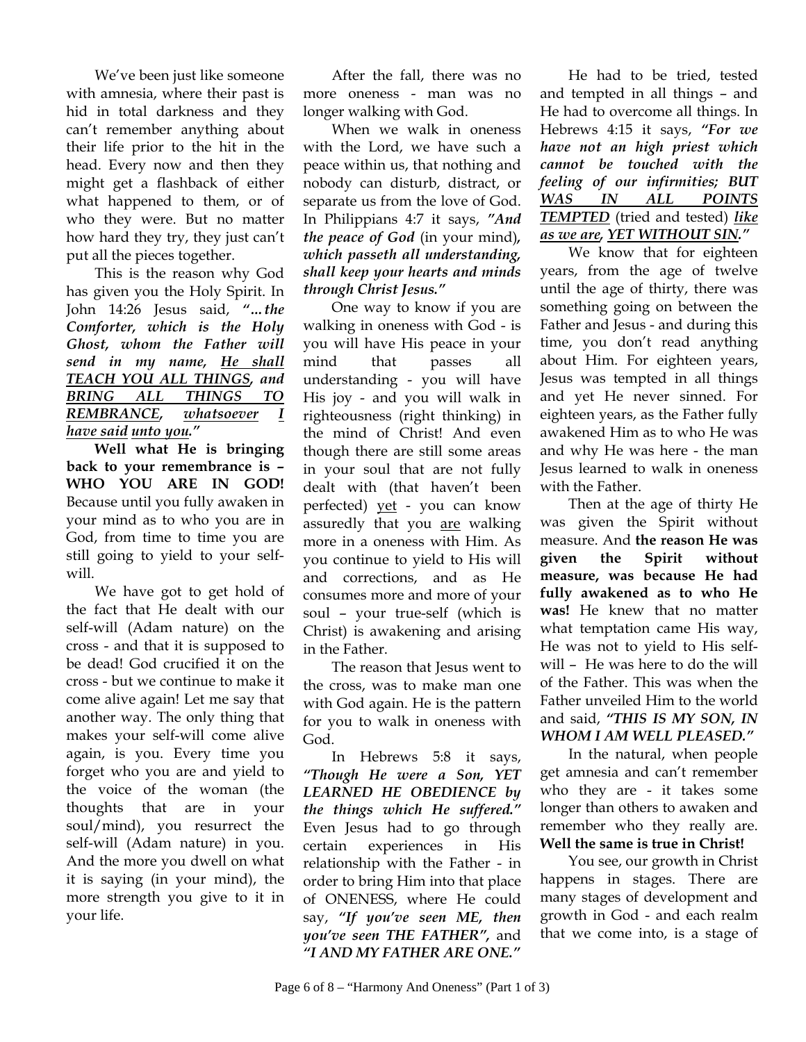We've been just like someone with amnesia, where their past is hid in total darkness and they can't remember anything about their life prior to the hit in the head. Every now and then they might get a flashback of either what happened to them, or of who they were. But no matter how hard they try, they just can't put all the pieces together.

This is the reason why God has given you the Holy Spirit. In John 14:26 Jesus said, ***"…the Comforter, which is the Holy Ghost, whom the Father will send in my name, <u>He shall TEACH YOU ALL THINGS</u>, and <u>BRING ALL THINGS TO REMBRANCE</u>, <u>whatsoever I have said</u> <u>unto you</u>."***

**Well what He is bringing back to your remembrance is – WHO YOU ARE IN GOD!** Because until you fully awaken in your mind as to who you are in God, from time to time you are still going to yield to your self-will.

We have got to get hold of the fact that He dealt with our self-will (Adam nature) on the cross - and that it is supposed to be dead! God crucified it on the cross - but we continue to make it come alive again! Let me say that another way. The only thing that makes your self-will come alive again, is you. Every time you forget who you are and yield to the voice of the woman (the thoughts that are in your soul/mind), you resurrect the self-will (Adam nature) in you. And the more you dwell on what it is saying (in your mind), the more strength you give to it in your life.

After the fall, there was no more oneness - man was no longer walking with God.

When we walk in oneness with the Lord, we have such a peace within us, that nothing and nobody can disturb, distract, or separate us from the love of God. In Philippians 4:7 it says, ***"And the peace of God*** (in your mind)***, which passeth all understanding, shall keep your hearts and minds through Christ Jesus."***

One way to know if you are walking in oneness with God - is you will have His peace in your mind that passes all understanding - you will have His joy - and you will walk in righteousness (right thinking) in the mind of Christ! And even though there are still some areas in your soul that are not fully dealt with (that haven't been perfected) <u>yet</u> - you can know assuredly that you <u>are</u> walking more in a oneness with Him. As you continue to yield to His will and corrections, and as He consumes more and more of your soul – your true-self (which is Christ) is awakening and arising in the Father.

The reason that Jesus went to the cross, was to make man one with God again. He is the pattern for you to walk in oneness with God.

In Hebrews 5:8 it says, ***"Though He were a Son, YET LEARNED HE OBEDIENCE by the things which He suffered."*** Even Jesus had to go through certain experiences in His relationship with the Father - in order to bring Him into that place of ONENESS, where He could say, ***"If you've seen ME, then you've seen THE FATHER"***, and ***"I AND MY FATHER ARE ONE."***

He had to be tried, tested and tempted in all things – and He had to overcome all things. In Hebrews 4:15 it says, ***"For we have not an high priest which cannot be touched with the feeling of our infirmities; BUT <u>WAS IN ALL POINTS TEMPTED</u>*** (tried and tested) ***<u>like as we are</u>, <u>YET WITHOUT SIN</u>."***

We know that for eighteen years, from the age of twelve until the age of thirty, there was something going on between the Father and Jesus - and during this time, you don't read anything about Him. For eighteen years, Jesus was tempted in all things and yet He never sinned. For eighteen years, as the Father fully awakened Him as to who He was and why He was here - the man Jesus learned to walk in oneness with the Father.

Then at the age of thirty He was given the Spirit without measure. And **the reason He was given the Spirit without measure, was because He had fully awakened as to who He was!** He knew that no matter what temptation came His way, He was not to yield to His self-will – He was here to do the will of the Father. This was when the Father unveiled Him to the world and said, ***"THIS IS MY SON, IN WHOM I AM WELL PLEASED."***

In the natural, when people get amnesia and can't remember who they are - it takes some longer than others to awaken and remember who they really are. **Well the same is true in Christ!**

You see, our growth in Christ happens in stages. There are many stages of development and growth in God - and each realm that we come into, is a stage of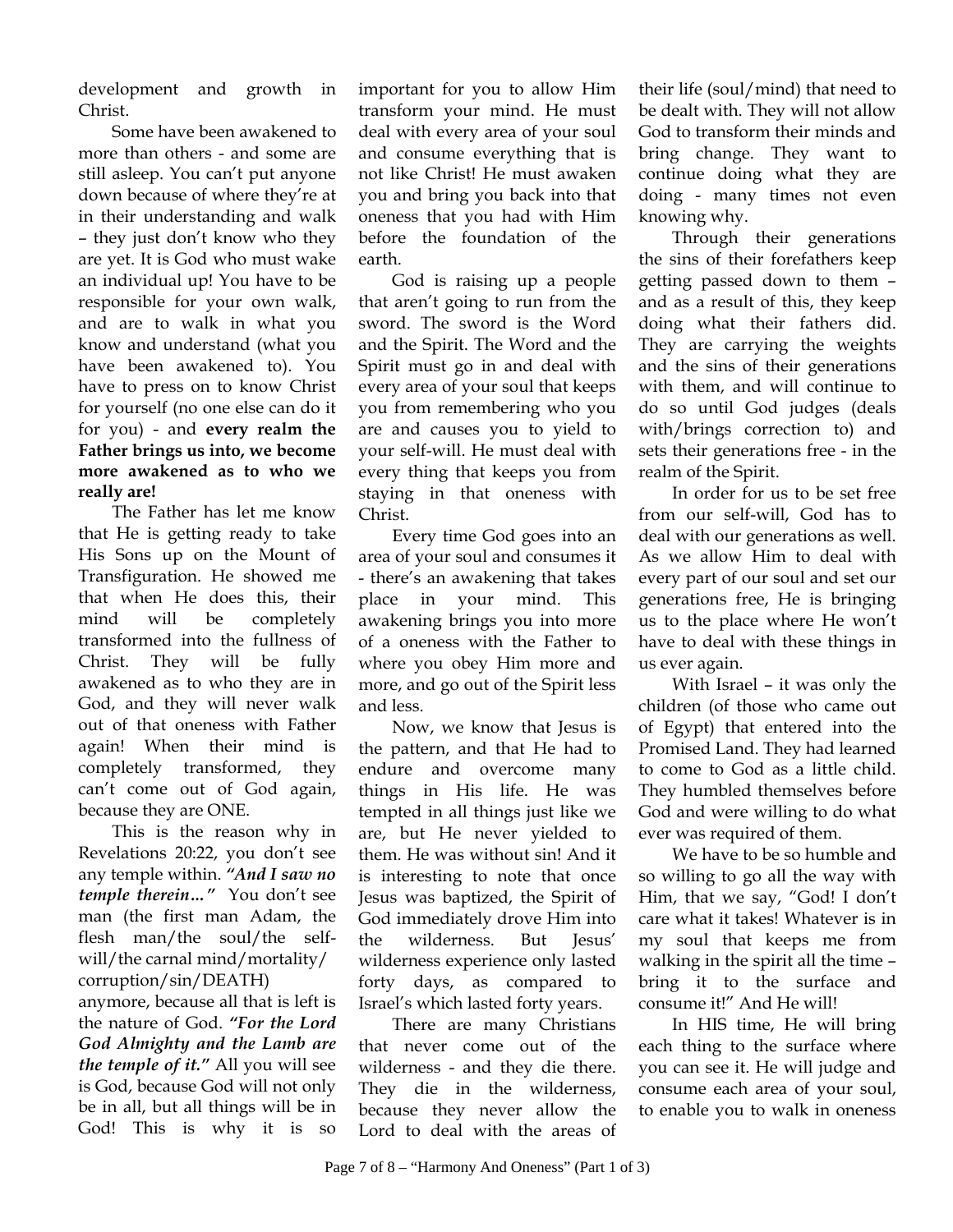development and growth in Christ.

Some have been awakened to more than others - and some are still asleep. You can't put anyone down because of where they're at in their understanding and walk – they just don't know who they are yet. It is God who must wake an individual up! You have to be responsible for your own walk, and are to walk in what you know and understand (what you have been awakened to). You have to press on to know Christ for yourself (no one else can do it for you) - and **every realm the Father brings us into, we become more awakened as to who we really are!**

The Father has let me know that He is getting ready to take His Sons up on the Mount of Transfiguration. He showed me that when He does this, their mind will be completely transformed into the fullness of Christ. They will be fully awakened as to who they are in God, and they will never walk out of that oneness with Father again! When their mind is completely transformed, they can't come out of God again, because they are ONE.

This is the reason why in Revelations 20:22, you don't see any temple within. ***"And I saw no temple therein…"*** You don't see man (the first man Adam, the flesh man/the soul/the self-will/the carnal mind/mortality/ corruption/sin/DEATH) anymore, because all that is left is the nature of God. ***"For the Lord God Almighty and the Lamb are the temple of it."*** All you will see is God, because God will not only be in all, but all things will be in God! This is why it is so important for you to allow Him transform your mind. He must deal with every area of your soul and consume everything that is not like Christ! He must awaken you and bring you back into that oneness that you had with Him before the foundation of the earth.

God is raising up a people that aren't going to run from the sword. The sword is the Word and the Spirit. The Word and the Spirit must go in and deal with every area of your soul that keeps you from remembering who you are and causes you to yield to your self-will. He must deal with every thing that keeps you from staying in that oneness with Christ.

Every time God goes into an area of your soul and consumes it - there's an awakening that takes place in your mind. This awakening brings you into more of a oneness with the Father to where you obey Him more and more, and go out of the Spirit less and less.

Now, we know that Jesus is the pattern, and that He had to endure and overcome many things in His life. He was tempted in all things just like we are, but He never yielded to them. He was without sin! And it is interesting to note that once Jesus was baptized, the Spirit of God immediately drove Him into the wilderness. But Jesus' wilderness experience only lasted forty days, as compared to Israel's which lasted forty years.

There are many Christians that never come out of the wilderness - and they die there. They die in the wilderness, because they never allow the Lord to deal with the areas of their life (soul/mind) that need to be dealt with. They will not allow God to transform their minds and bring change. They want to continue doing what they are doing - many times not even knowing why.

Through their generations the sins of their forefathers keep getting passed down to them – and as a result of this, they keep doing what their fathers did. They are carrying the weights and the sins of their generations with them, and will continue to do so until God judges (deals with/brings correction to) and sets their generations free - in the realm of the Spirit.

In order for us to be set free from our self-will, God has to deal with our generations as well. As we allow Him to deal with every part of our soul and set our generations free, He is bringing us to the place where He won't have to deal with these things in us ever again.

With Israel – it was only the children (of those who came out of Egypt) that entered into the Promised Land. They had learned to come to God as a little child. They humbled themselves before God and were willing to do what ever was required of them.

We have to be so humble and so willing to go all the way with Him, that we say, "God! I don't care what it takes! Whatever is in my soul that keeps me from walking in the spirit all the time – bring it to the surface and consume it!" And He will!

In HIS time, He will bring each thing to the surface where you can see it. He will judge and consume each area of your soul, to enable you to walk in oneness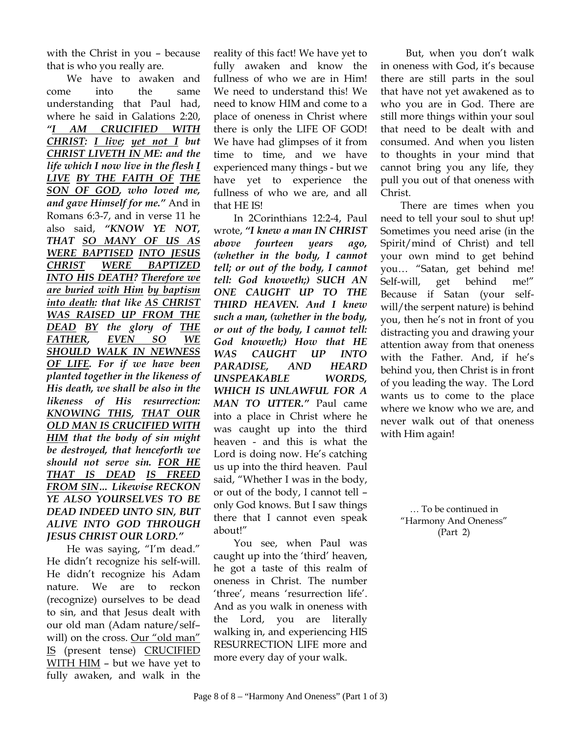with the Christ in you – because that is who you really are.

We have to awaken and come into the same understanding that Paul had, where he said in Galatians 2:20, ***"I AM CRUCIFIED WITH CHRIST: I live; yet not I but CHRIST LIVETH IN ME: and the life which I now live in the flesh I LIVE BY THE FAITH OF THE SON OF GOD, who loved me, and gave Himself for me."*** And in Romans 6:3-7, and in verse 11 he also said, ***"KNOW YE NOT, THAT SO MANY OF US AS WERE BAPTISED INTO JESUS CHRIST WERE BAPTIZED INTO HIS DEATH? Therefore we are buried with Him by baptism into death: that like AS CHRIST WAS RAISED UP FROM THE DEAD BY the glory of THE FATHER, EVEN SO WE SHOULD WALK IN NEWNESS OF LIFE. For if we have been planted together in the likeness of His death, we shall be also in the likeness of His resurrection: KNOWING THIS, THAT OUR OLD MAN IS CRUCIFIED WITH HIM that the body of sin might be destroyed, that henceforth we should not serve sin. FOR HE THAT IS DEAD IS FREED FROM SIN... Likewise RECKON YE ALSO YOURSELVES TO BE DEAD INDEED UNTO SIN, BUT ALIVE INTO GOD THROUGH JESUS CHRIST OUR LORD."***

He was saying, "I'm dead." He didn't recognize his self-will. He didn't recognize his Adam nature. We are to reckon (recognize) ourselves to be dead to sin, and that Jesus dealt with our old man (Adam nature/self–will) on the cross. Our "old man" IS (present tense) CRUCIFIED WITH HIM – but we have yet to fully awaken, and walk in the reality of this fact! We have yet to fully awaken and know the fullness of who we are in Him! We need to understand this! We need to know HIM and come to a place of oneness in Christ where there is only the LIFE OF GOD! We have had glimpses of it from time to time, and we have experienced many things - but we have yet to experience the fullness of who we are, and all that HE IS!

In 2Corinthians 12:2-4, Paul wrote, ***"I knew a man IN CHRIST above fourteen years ago, (whether in the body, I cannot tell; or out of the body, I cannot tell: God knoweth;) SUCH AN ONE CAUGHT UP TO THE THIRD HEAVEN. And I knew such a man, (whether in the body, or out of the body, I cannot tell: God knoweth;) How that HE WAS CAUGHT UP INTO PARADISE, AND HEARD UNSPEAKABLE WORDS, WHICH IS UNLAWFUL FOR A MAN TO UTTER."*** Paul came into a place in Christ where he was caught up into the third heaven - and this is what the Lord is doing now. He's catching us up into the third heaven. Paul said, "Whether I was in the body, or out of the body, I cannot tell – only God knows. But I saw things there that I cannot even speak about!"

You see, when Paul was caught up into the 'third' heaven, he got a taste of this realm of oneness in Christ. The number 'three', means 'resurrection life'. And as you walk in oneness with the Lord, you are literally walking in, and experiencing HIS RESURRECTION LIFE more and more every day of your walk.

But, when you don't walk in oneness with God, it's because there are still parts in the soul that have not yet awakened as to who you are in God. There are still more things within your soul that need to be dealt with and consumed. And when you listen to thoughts in your mind that cannot bring you any life, they pull you out of that oneness with Christ.

There are times when you need to tell your soul to shut up! Sometimes you need arise (in the Spirit/mind of Christ) and tell your own mind to get behind you… "Satan, get behind me! Self-will, get behind me!" Because if Satan (your self-will/the serpent nature) is behind you, then he's not in front of you distracting you and drawing your attention away from that oneness with the Father. And, if he's behind you, then Christ is in front of you leading the way. The Lord wants us to come to the place where we know who we are, and never walk out of that oneness with Him again!

… To be continued in
"Harmony And Oneness"
(Part 2)